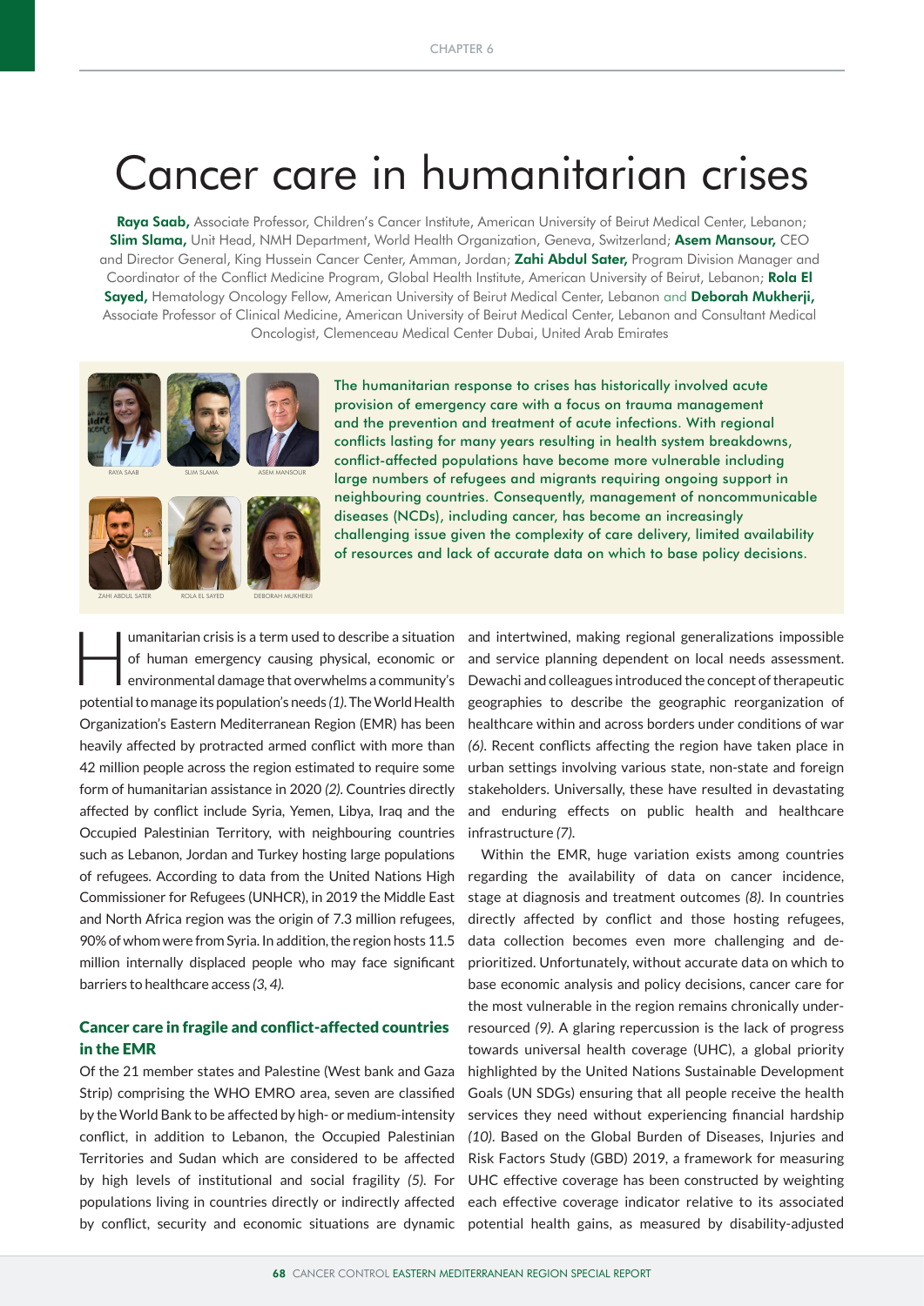# Cancer care in humanitarian crises

**Raya Saab,** Associate Professor, Children's Cancer Institute, American University of Beirut Medical Center, Lebanon; **Slim Slama,** Unit Head, NMH Department, World Health Organization, Geneva, Switzerland; **Asem Mansour,** CEO and Director General, King Hussein Cancer Center, Amman, Jordan; **Zahi Abdul Sater,** Program Division Manager and Coordinator of the Conflict Medicine Program, Global Health Institute, American University of Beirut, Lebanon; **Rola El Sayed,** Hematology Oncology Fellow, American University of Beirut Medical Center, Lebanon and **Deborah Mukherji,** Associate Professor of Clinical Medicine, American University of Beirut Medical Center, Lebanon and Consultant Medical Oncologist, Clemenceau Medical Center Dubai, United Arab Emirates

RAYA SAAB SLIM SLAMA ASEM MANSOUR

ZAHI ABDUL SATER ROLA EL SAYED DEBORAH MUKHERJI

The humanitarian response to crises has historically involved acute provision of emergency care with a focus on trauma management and the prevention and treatment of acute infections. With regional conflicts lasting for many years resulting in health system breakdowns, conflict-affected populations have become more vulnerable including large numbers of refugees and migrants requiring ongoing support in neighbouring countries. Consequently, management of noncommunicable diseases (NCDs), including cancer, has become an increasingly challenging issue given the complexity of care delivery, limited availability of resources and lack of accurate data on which to base policy decisions.

Humanitarian crisis is a term used to describe a situation of human emergency causing physical, economic or environmental damage that overwhelms a community's potential to manage its population's needs *(1)*. The World Health Organization's Eastern Mediterranean Region (EMR) has been heavily affected by protracted armed conflict with more than 42 million people across the region estimated to require some form of humanitarian assistance in 2020 *(2)*. Countries directly affected by conflict include Syria, Yemen, Libya, Iraq and the Occupied Palestinian Territory, with neighbouring countries such as Lebanon, Jordan and Turkey hosting large populations of refugees. According to data from the United Nations High Commissioner for Refugees (UNHCR), in 2019 the Middle East and North Africa region was the origin of 7.3 million refugees, 90% of whom were from Syria. In addition, the region hosts 11.5 million internally displaced people who may face significant barriers to healthcare access *(3, 4)*.

## Cancer care in fragile and conflict-affected countries in the EMR

Of the 21 member states and Palestine (West bank and Gaza Strip) comprising the WHO EMRO area, seven are classified by the World Bank to be affected by high- or medium-intensity conflict, in addition to Lebanon, the Occupied Palestinian Territories and Sudan which are considered to be affected by high levels of institutional and social fragility *(5)*. For populations living in countries directly or indirectly affected by conflict, security and economic situations are dynamic and intertwined, making regional generalizations impossible and service planning dependent on local needs assessment. Dewachi and colleagues introduced the concept of therapeutic geographies to describe the geographic reorganization of healthcare within and across borders under conditions of war *(6)*. Recent conflicts affecting the region have taken place in urban settings involving various state, non-state and foreign stakeholders. Universally, these have resulted in devastating and enduring effects on public health and healthcare infrastructure *(7)*.

Within the EMR, huge variation exists among countries regarding the availability of data on cancer incidence, stage at diagnosis and treatment outcomes *(8)*. In countries directly affected by conflict and those hosting refugees, data collection becomes even more challenging and de-prioritized. Unfortunately, without accurate data on which to base economic analysis and policy decisions, cancer care for the most vulnerable in the region remains chronically under-resourced *(9)*. A glaring repercussion is the lack of progress towards universal health coverage (UHC), a global priority highlighted by the United Nations Sustainable Development Goals (UN SDGs) ensuring that all people receive the health services they need without experiencing financial hardship *(10)*. Based on the Global Burden of Diseases, Injuries and Risk Factors Study (GBD) 2019, a framework for measuring UHC effective coverage has been constructed by weighting each effective coverage indicator relative to its associated potential health gains, as measured by disability-adjusted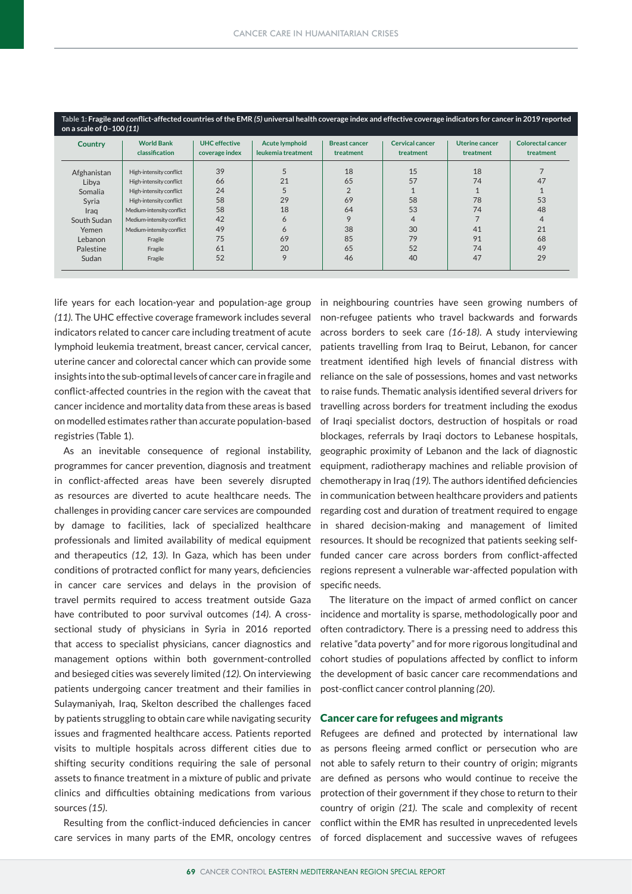**Table 1: Fragile and conflict-affected countries of the EMR *(5)* universal health coverage index and effective coverage indicators for cancer in 2019 reported on a scale of 0–100 *(11)***

| Country | World Bank classification | UHC effective coverage index | Acute lymphoid leukemia treatment | Breast cancer treatment | Cervical cancer treatment | Uterine cancer treatment | Colorectal cancer treatment |
|---|---|---|---|---|---|---|---|
| Afghanistan | High-intensity conflict | 39 | 5 | 18 | 15 | 18 | 7 |
| Libya | High-intensity conflict | 66 | 21 | 65 | 57 | 74 | 47 |
| Somalia | High-intensity conflict | 24 | 5 | 2 | 1 | 1 | 1 |
| Syria | High-intensity conflict | 58 | 29 | 69 | 58 | 78 | 53 |
| Iraq | Medium-intensity conflict | 58 | 18 | 64 | 53 | 74 | 48 |
| South Sudan | Medium-intensity conflict | 42 | 6 | 9 | 4 | 7 | 4 |
| Yemen | Medium-intensity conflict | 49 | 6 | 38 | 30 | 41 | 21 |
| Lebanon | Fragile | 75 | 69 | 85 | 79 | 91 | 68 |
| Palestine | Fragile | 61 | 20 | 65 | 52 | 74 | 49 |
| Sudan | Fragile | 52 | 9 | 46 | 40 | 47 | 29 |

life years for each location-year and population-age group *(11)*. The UHC effective coverage framework includes several indicators related to cancer care including treatment of acute lymphoid leukemia treatment, breast cancer, cervical cancer, uterine cancer and colorectal cancer which can provide some insights into the sub-optimal levels of cancer care in fragile and conflict-affected countries in the region with the caveat that cancer incidence and mortality data from these areas is based on modelled estimates rather than accurate population-based registries (Table 1).

As an inevitable consequence of regional instability, programmes for cancer prevention, diagnosis and treatment in conflict-affected areas have been severely disrupted as resources are diverted to acute healthcare needs. The challenges in providing cancer care services are compounded by damage to facilities, lack of specialized healthcare professionals and limited availability of medical equipment and therapeutics *(12, 13)*. In Gaza, which has been under conditions of protracted conflict for many years, deficiencies in cancer care services and delays in the provision of travel permits required to access treatment outside Gaza have contributed to poor survival outcomes *(14)*. A cross-sectional study of physicians in Syria in 2016 reported that access to specialist physicians, cancer diagnostics and management options within both government-controlled and besieged cities was severely limited *(12)*. On interviewing patients undergoing cancer treatment and their families in Sulaymaniyah, Iraq, Skelton described the challenges faced by patients struggling to obtain care while navigating security issues and fragmented healthcare access. Patients reported visits to multiple hospitals across different cities due to shifting security conditions requiring the sale of personal assets to finance treatment in a mixture of public and private clinics and difficulties obtaining medications from various sources *(15)*.

Resulting from the conflict-induced deficiencies in cancer care services in many parts of the EMR, oncology centres in neighbouring countries have seen growing numbers of non-refugee patients who travel backwards and forwards across borders to seek care *(16-18)*. A study interviewing patients travelling from Iraq to Beirut, Lebanon, for cancer treatment identified high levels of financial distress with reliance on the sale of possessions, homes and vast networks to raise funds. Thematic analysis identified several drivers for travelling across borders for treatment including the exodus of Iraqi specialist doctors, destruction of hospitals or road blockages, referrals by Iraqi doctors to Lebanese hospitals, geographic proximity of Lebanon and the lack of diagnostic equipment, radiotherapy machines and reliable provision of chemotherapy in Iraq *(19)*. The authors identified deficiencies in communication between healthcare providers and patients regarding cost and duration of treatment required to engage in shared decision-making and management of limited resources. It should be recognized that patients seeking self-funded cancer care across borders from conflict-affected regions represent a vulnerable war-affected population with specific needs.

The literature on the impact of armed conflict on cancer incidence and mortality is sparse, methodologically poor and often contradictory. There is a pressing need to address this relative "data poverty" and for more rigorous longitudinal and cohort studies of populations affected by conflict to inform the development of basic cancer care recommendations and post-conflict cancer control planning *(20)*.

## Cancer care for refugees and migrants

Refugees are defined and protected by international law as persons fleeing armed conflict or persecution who are not able to safely return to their country of origin; migrants are defined as persons who would continue to receive the protection of their government if they chose to return to their country of origin *(21)*. The scale and complexity of recent conflict within the EMR has resulted in unprecedented levels of forced displacement and successive waves of refugees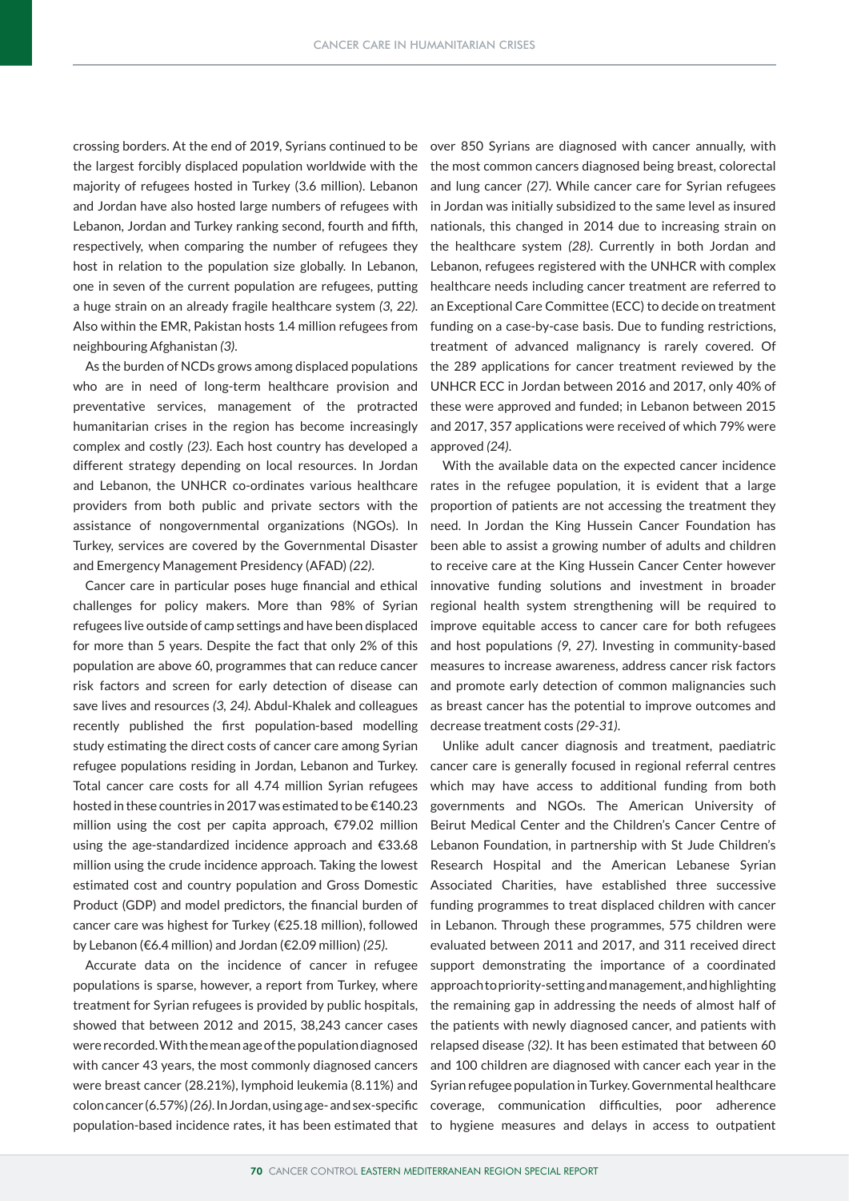crossing borders. At the end of 2019, Syrians continued to be the largest forcibly displaced population worldwide with the majority of refugees hosted in Turkey (3.6 million). Lebanon and Jordan have also hosted large numbers of refugees with Lebanon, Jordan and Turkey ranking second, fourth and fifth, respectively, when comparing the number of refugees they host in relation to the population size globally. In Lebanon, one in seven of the current population are refugees, putting a huge strain on an already fragile healthcare system *(3, 22)*. Also within the EMR, Pakistan hosts 1.4 million refugees from neighbouring Afghanistan *(3)*.

As the burden of NCDs grows among displaced populations who are in need of long-term healthcare provision and preventative services, management of the protracted humanitarian crises in the region has become increasingly complex and costly *(23)*. Each host country has developed a different strategy depending on local resources. In Jordan and Lebanon, the UNHCR co-ordinates various healthcare providers from both public and private sectors with the assistance of nongovernmental organizations (NGOs). In Turkey, services are covered by the Governmental Disaster and Emergency Management Presidency (AFAD) *(22)*.

Cancer care in particular poses huge financial and ethical challenges for policy makers. More than 98% of Syrian refugees live outside of camp settings and have been displaced for more than 5 years. Despite the fact that only 2% of this population are above 60, programmes that can reduce cancer risk factors and screen for early detection of disease can save lives and resources *(3, 24)*. Abdul-Khalek and colleagues recently published the first population-based modelling study estimating the direct costs of cancer care among Syrian refugee populations residing in Jordan, Lebanon and Turkey. Total cancer care costs for all 4.74 million Syrian refugees hosted in these countries in 2017 was estimated to be €140.23 million using the cost per capita approach, €79.02 million using the age-standardized incidence approach and €33.68 million using the crude incidence approach. Taking the lowest estimated cost and country population and Gross Domestic Product (GDP) and model predictors, the financial burden of cancer care was highest for Turkey (€25.18 million), followed by Lebanon (€6.4 million) and Jordan (€2.09 million) *(25)*.

Accurate data on the incidence of cancer in refugee populations is sparse, however, a report from Turkey, where treatment for Syrian refugees is provided by public hospitals, showed that between 2012 and 2015, 38,243 cancer cases were recorded. With the mean age of the population diagnosed with cancer 43 years, the most commonly diagnosed cancers were breast cancer (28.21%), lymphoid leukemia (8.11%) and colon cancer (6.57%) *(26)*. In Jordan, using age- and sex-specific population-based incidence rates, it has been estimated that over 850 Syrians are diagnosed with cancer annually, with the most common cancers diagnosed being breast, colorectal and lung cancer *(27)*. While cancer care for Syrian refugees in Jordan was initially subsidized to the same level as insured nationals, this changed in 2014 due to increasing strain on the healthcare system *(28)*. Currently in both Jordan and Lebanon, refugees registered with the UNHCR with complex healthcare needs including cancer treatment are referred to an Exceptional Care Committee (ECC) to decide on treatment funding on a case-by-case basis. Due to funding restrictions, treatment of advanced malignancy is rarely covered. Of the 289 applications for cancer treatment reviewed by the UNHCR ECC in Jordan between 2016 and 2017, only 40% of these were approved and funded; in Lebanon between 2015 and 2017, 357 applications were received of which 79% were approved *(24)*.

With the available data on the expected cancer incidence rates in the refugee population, it is evident that a large proportion of patients are not accessing the treatment they need. In Jordan the King Hussein Cancer Foundation has been able to assist a growing number of adults and children to receive care at the King Hussein Cancer Center however innovative funding solutions and investment in broader regional health system strengthening will be required to improve equitable access to cancer care for both refugees and host populations *(9, 27)*. Investing in community-based measures to increase awareness, address cancer risk factors and promote early detection of common malignancies such as breast cancer has the potential to improve outcomes and decrease treatment costs *(29-31)*.

Unlike adult cancer diagnosis and treatment, paediatric cancer care is generally focused in regional referral centres which may have access to additional funding from both governments and NGOs. The American University of Beirut Medical Center and the Children's Cancer Centre of Lebanon Foundation, in partnership with St Jude Children's Research Hospital and the American Lebanese Syrian Associated Charities, have established three successive funding programmes to treat displaced children with cancer in Lebanon. Through these programmes, 575 children were evaluated between 2011 and 2017, and 311 received direct support demonstrating the importance of a coordinated approach to priority-setting and management, and highlighting the remaining gap in addressing the needs of almost half of the patients with newly diagnosed cancer, and patients with relapsed disease *(32)*. It has been estimated that between 60 and 100 children are diagnosed with cancer each year in the Syrian refugee population in Turkey. Governmental healthcare coverage, communication difficulties, poor adherence to hygiene measures and delays in access to outpatient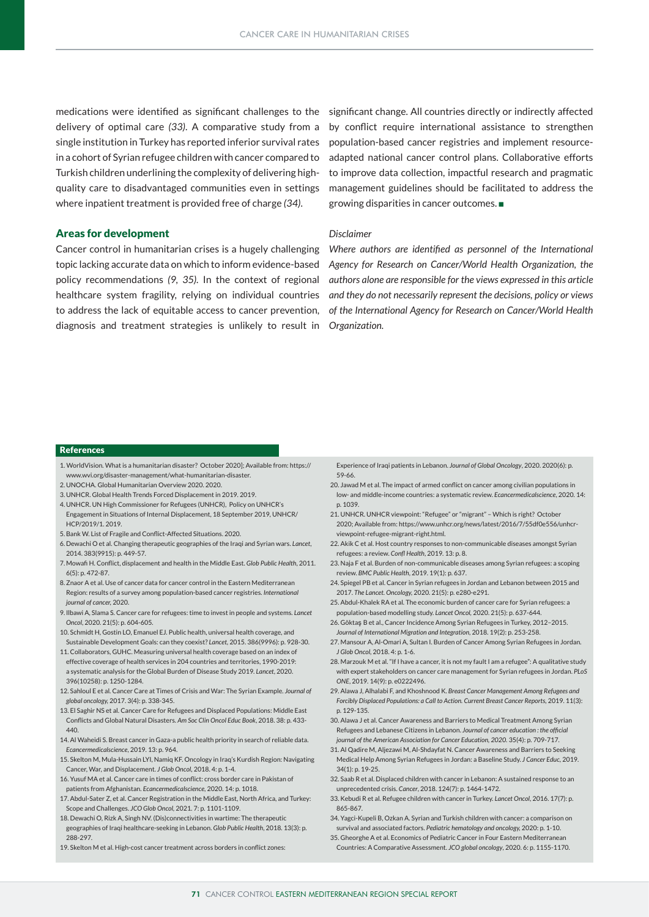medications were identified as significant challenges to the delivery of optimal care *(33)*. A comparative study from a single institution in Turkey has reported inferior survival rates in a cohort of Syrian refugee children with cancer compared to Turkish children underlining the complexity of delivering high-quality care to disadvantaged communities even in settings where inpatient treatment is provided free of charge *(34)*.

## Areas for development

Cancer control in humanitarian crises is a hugely challenging topic lacking accurate data on which to inform evidence-based policy recommendations *(9, 35)*. In the context of regional healthcare system fragility, relying on individual countries to address the lack of equitable access to cancer prevention, diagnosis and treatment strategies is unlikely to result in significant change. All countries directly or indirectly affected by conflict require international assistance to strengthen population-based cancer registries and implement resource-adapted national cancer control plans. Collaborative efforts to improve data collection, impactful research and pragmatic management guidelines should be facilitated to address the growing disparities in cancer outcomes. ■

*Disclaimer*

*Where authors are identified as personnel of the International Agency for Research on Cancer/World Health Organization, the authors alone are responsible for the views expressed in this article and they do not necessarily represent the decisions, policy or views of the International Agency for Research on Cancer/World Health Organization.*

## References

1. WorldVision. What is a humanitarian disaster? October 2020]; Available from: https://www.wvi.org/disaster-management/what-humanitarian-disaster.
2. UNOCHA. Global Humanitarian Overview 2020. 2020.
3. UNHCR. Global Health Trends Forced Displacement in 2019. 2019.
4. UNHCR. UN High Commissioner for Refugees (UNHCR), Policy on UNHCR's Engagement in Situations of Internal Displacement, 18 September 2019, UNHCR/HCP/2019/1. 2019.
5. Bank W. List of Fragile and Conflict-Affected Situations. 2020.
6. Dewachi O et al. Changing therapeutic geographies of the Iraqi and Syrian wars. *Lancet*, 2014. 383(9915): p. 449-57.
7. Mowafi H. Conflict, displacement and health in the Middle East. *Glob Public Health*, 2011. 6(5): p. 472-87.
8. Znaor A et al. Use of cancer data for cancer control in the Eastern Mediterranean Region: results of a survey among population-based cancer registries. *International journal of cancer*, 2020.
9. Ilbawi A, Slama S. Cancer care for refugees: time to invest in people and systems. *Lancet Oncol*, 2020. 21(5): p. 604-605.
10. Schmidt H, Gostin LO, Emanuel EJ. Public health, universal health coverage, and Sustainable Development Goals: can they coexist? *Lancet*, 2015. 386(9996): p. 928-30.
11. Collaborators, GUHC. Measuring universal health coverage based on an index of effective coverage of health services in 204 countries and territories, 1990-2019: a systematic analysis for the Global Burden of Disease Study 2019. *Lancet*, 2020. 396(10258): p. 1250-1284.
12. Sahloul E et al. Cancer Care at Times of Crisis and War: The Syrian Example. *Journal of global oncology*, 2017. 3(4): p. 338-345.
13. El Saghir NS et al. Cancer Care for Refugees and Displaced Populations: Middle East Conflicts and Global Natural Disasters. *Am Soc Clin Oncol Educ Book*, 2018. 38: p. 433-440.
14. Al Waheidi S. Breast cancer in Gaza-a public health priority in search of reliable data. *Ecancermedicalscience*, 2019. 13: p. 964.
15. Skelton M, Mula-Hussain LYI, Namiq KF. Oncology in Iraq's Kurdish Region: Navigating Cancer, War, and Displacement. *J Glob Oncol*, 2018. 4: p. 1-4.
16. Yusuf MA et al. Cancer care in times of conflict: cross border care in Pakistan of patients from Afghanistan. *Ecancermedicalscience*, 2020. 14: p. 1018.
17. Abdul-Sater Z, et al. Cancer Registration in the Middle East, North Africa, and Turkey: Scope and Challenges. *JCO Glob Oncol*, 2021. 7: p. 1101-1109.
18. Dewachi O, Rizk A, Singh NV. (Dis)connectivities in wartime: The therapeutic geographies of Iraqi healthcare-seeking in Lebanon. *Glob Public Health*, 2018. 13(3): p. 288-297.
19. Skelton M et al. High-cost cancer treatment across borders in conflict zones: Experience of Iraqi patients in Lebanon. *Journal of Global Oncology*, 2020. 2020(6): p. 59-66.
20. Jawad M et al. The impact of armed conflict on cancer among civilian populations in low- and middle-income countries: a systematic review. *Ecancermedicalscience*, 2020. 14: p. 1039.
21. UNHCR. UNHCR viewpoint: "Refugee" or "migrant" – Which is right? October 2020; Available from: https://www.unhcr.org/news/latest/2016/7/55df0e556/unhcr-viewpoint-refugee-migrant-right.html.
22. Akik C et al. Host country responses to non-communicable diseases amongst Syrian refugees: a review. *Confl Health*, 2019. 13: p. 8.
23. Naja F et al. Burden of non-communicable diseases among Syrian refugees: a scoping review. *BMC Public Health*, 2019. 19(1): p. 637.
24. Spiegel PB et al. Cancer in Syrian refugees in Jordan and Lebanon between 2015 and 2017. *The Lancet. Oncology*, 2020. 21(5): p. e280-e291.
25. Abdul-Khalek RA et al. The economic burden of cancer care for Syrian refugees: a population-based modelling study. *Lancet Oncol*, 2020. 21(5): p. 637-644.
26. Göktaş B et al., Cancer Incidence Among Syrian Refugees in Turkey, 2012–2015. *Journal of International Migration and Integration*, 2018. 19(2): p. 253-258.
27. Mansour A, Al-Omari A, Sultan I. Burden of Cancer Among Syrian Refugees in Jordan. *J Glob Oncol*, 2018. 4: p. 1-6.
28. Marzouk M et al. "If I have a cancer, it is not my fault I am a refugee": A qualitative study with expert stakeholders on cancer care management for Syrian refugees in Jordan. *PLoS ONE*, 2019. 14(9): p. e0222496.
29. Alawa J, Alhalabi F, and Khoshnood K. *Breast Cancer Management Among Refugees and Forcibly Displaced Populations: a Call to Action. Current Breast Cancer Reports*, 2019. 11(3): p. 129-135.
30. Alawa J et al. Cancer Awareness and Barriers to Medical Treatment Among Syrian Refugees and Lebanese Citizens in Lebanon. *Journal of cancer education : the official journal of the American Association for Cancer Education, 2020.* 35(4): p. 709-717.
31. Al Qadire M, Aljezawi M, Al-Shdayfat N. Cancer Awareness and Barriers to Seeking Medical Help Among Syrian Refugees in Jordan: a Baseline Study. *J Cancer Educ*, 2019. 34(1): p. 19-25.
32. Saab R et al. Displaced children with cancer in Lebanon: A sustained response to an unprecedented crisis. *Cancer*, 2018. 124(7): p. 1464-1472.
33. Kebudi R et al. Refugee children with cancer in Turkey. *Lancet Oncol*, 2016. 17(7): p. 865-867.
34. Yagci-Kupeli B, Ozkan A. Syrian and Turkish children with cancer: a comparison on survival and associated factors. *Pediatric hematology and oncology*, 2020: p. 1-10.
35. Gheorghe A et al. Economics of Pediatric Cancer in Four Eastern Mediterranean Countries: A Comparative Assessment. *JCO global oncology*, 2020. 6: p. 1155-1170.